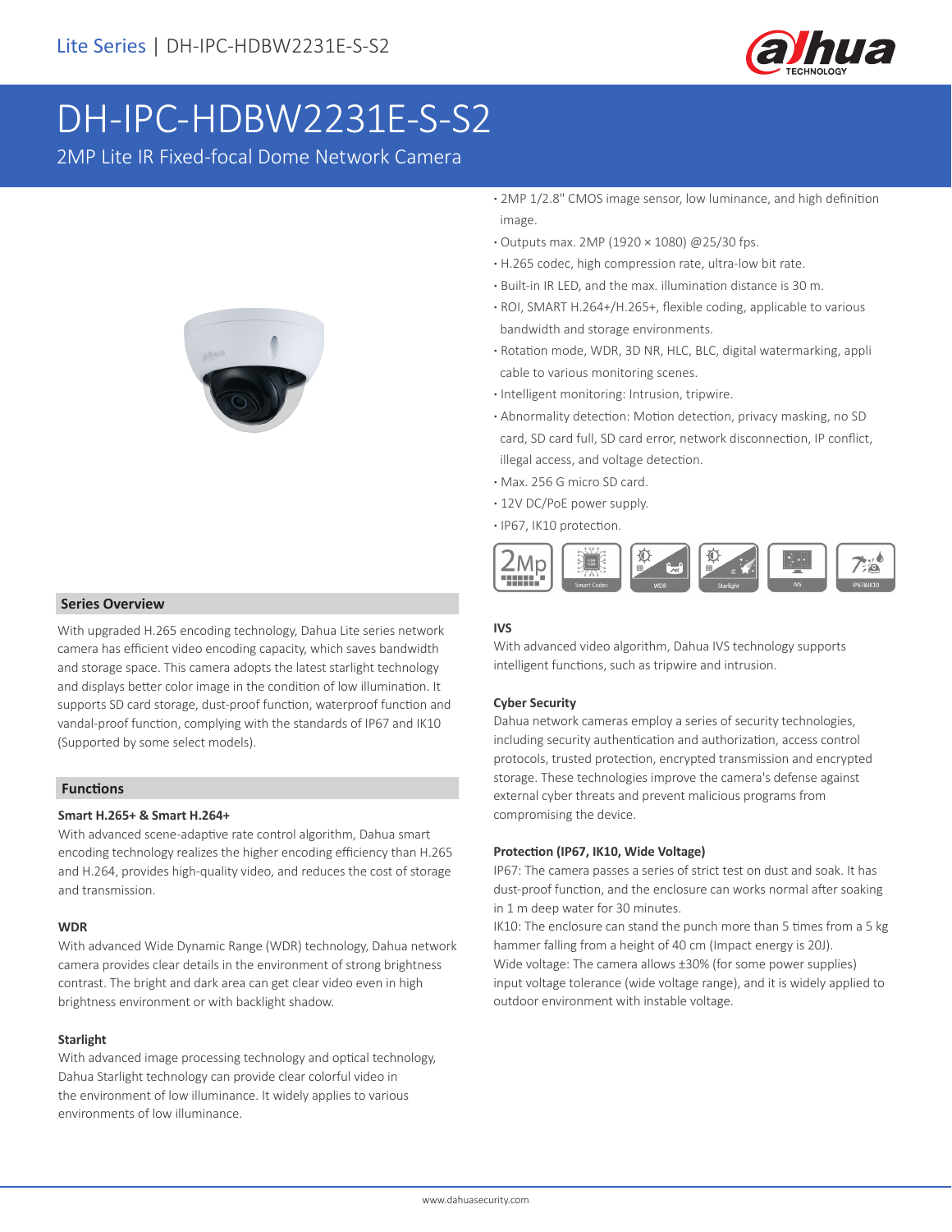Lite Series | DH-IPC-HDBW2231E-S-S2

# DH-IPC-HDBW2231E-S-S2

2MP Lite IR Fixed-focal Dome Network Camera

- 2MP 1/2.8" CMOS image sensor, low luminance, and high definition image.
- Outputs max. 2MP (1920 × 1080) @25/30 fps.
- H.265 codec, high compression rate, ultra-low bit rate.
- Built-in IR LED, and the max. illumination distance is 30 m.
- ROI, SMART H.264+/H.265+, flexible coding, applicable to various bandwidth and storage environments.
- Rotation mode, WDR, 3D NR, HLC, BLC, digital watermarking, appli cable to various monitoring scenes.
- Intelligent monitoring: Intrusion, tripwire.
- Abnormality detection: Motion detection, privacy masking, no SD card, SD card full, SD card error, network disconnection, IP conflict, illegal access, and voltage detection.
- Max. 256 G micro SD card.
- 12V DC/PoE power supply.
- IP67, IK10 protection.

## Series Overview

With upgraded H.265 encoding technology, Dahua Lite series network camera has efficient video encoding capacity, which saves bandwidth and storage space. This camera adopts the latest starlight technology and displays better color image in the condition of low illumination. It supports SD card storage, dust-proof function, waterproof function and vandal-proof function, complying with the standards of IP67 and IK10 (Supported by some select models).

## Functions

### Smart H.265+ & Smart H.264+

With advanced scene-adaptive rate control algorithm, Dahua smart encoding technology realizes the higher encoding efficiency than H.265 and H.264, provides high-quality video, and reduces the cost of storage and transmission.

### WDR

With advanced Wide Dynamic Range (WDR) technology, Dahua network camera provides clear details in the environment of strong brightness contrast. The bright and dark area can get clear video even in high brightness environment or with backlight shadow.

### Starlight

With advanced image processing technology and optical technology, Dahua Starlight technology can provide clear colorful video in the environment of low illuminance. It widely applies to various environments of low illuminance.

### IVS

With advanced video algorithm, Dahua IVS technology supports intelligent functions, such as tripwire and intrusion.

### Cyber Security

Dahua network cameras employ a series of security technologies, including security authentication and authorization, access control protocols, trusted protection, encrypted transmission and encrypted storage. These technologies improve the camera's defense against external cyber threats and prevent malicious programs from compromising the device.

### Protection (IP67, IK10, Wide Voltage)

IP67: The camera passes a series of strict test on dust and soak. It has dust-proof function, and the enclosure can works normal after soaking in 1 m deep water for 30 minutes.

IK10: The enclosure can stand the punch more than 5 times from a 5 kg hammer falling from a height of 40 cm (Impact energy is 20J).

Wide voltage: The camera allows ±30% (for some power supplies) input voltage tolerance (wide voltage range), and it is widely applied to outdoor environment with instable voltage.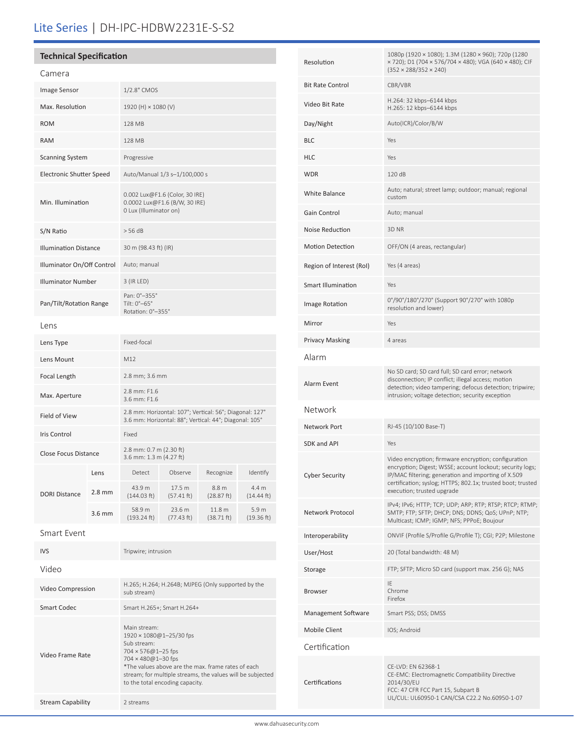# Lite Series | DH-IPC-HDBW2231E-S-S2

## Technical Specification

### Camera

| | |
|---|---|
| Image Sensor | 1/2.8" CMOS |
| Max. Resolution | 1920 (H) × 1080 (V) |
| ROM | 128 MB |
| RAM | 128 MB |
| Scanning System | Progressive |
| Electronic Shutter Speed | Auto/Manual 1/3 s–1/100,000 s |
| Min. Illumination | 0.002 Lux@F1.6 (Color, 30 IRE)<br>0.0002 Lux@F1.6 (B/W, 30 IRE)<br>0 Lux (Illuminator on) |
| S/N Ratio | > 56 dB |
| Illumination Distance | 30 m (98.43 ft) (IR) |
| Illuminator On/Off Control | Auto; manual |
| Illuminator Number | 3 (IR LED) |
| Pan/Tilt/Rotation Range | Pan: 0°–355°<br>Tilt: 0°–65°<br>Rotation: 0°–355° |

### Lens

| | |
|---|---|
| Lens Type | Fixed-focal |
| Lens Mount | M12 |
| Focal Length | 2.8 mm; 3.6 mm |
| Max. Aperture | 2.8 mm: F1.6<br>3.6 mm: F1.6 |
| Field of View | 2.8 mm: Horizontal: 107°; Vertical: 56°; Diagonal: 127°<br>3.6 mm: Horizontal: 88°; Vertical: 44°; Diagonal: 105° |
| Iris Control | Fixed |
| Close Focus Distance | 2.8 mm: 0.7 m (2.30 ft)<br>3.6 mm: 1.3 m (4.27 ft) |

| DORI Distance | Lens | Detect | Observe | Recognize | Identify |
|---|---|---|---|---|---|
| | 2.8 mm | 43.9 m (144.03 ft) | 17.5 m (57.41 ft) | 8.8 m (28.87 ft) | 4.4 m (14.44 ft) |
| | 3.6 mm | 58.9 m (193.24 ft) | 23.6 m (77.43 ft) | 11.8 m (38.71 ft) | 5.9 m (19.36 ft) |

### Smart Event

| | |
|---|---|
| IVS | Tripwire; intrusion |

### Video

| | |
|---|---|
| Video Compression | H.265; H.264; H.264B; MJPEG (Only supported by the sub stream) |
| Smart Codec | Smart H.265+; Smart H.264+ |
| Video Frame Rate | Main stream:<br>1920 × 1080@1–25/30 fps<br>Sub stream:<br>704 × 576@1–25 fps<br>704 × 480@1–30 fps<br>*The values above are the max. frame rates of each stream; for multiple streams, the values will be subjected to the total encoding capacity. |
| Stream Capability | 2 streams |
| Resolution | 1080p (1920 × 1080); 1.3M (1280 × 960); 720p (1280 × 720); D1 (704 × 576/704 × 480); VGA (640 × 480); CIF (352 × 288/352 × 240) |
| Bit Rate Control | CBR/VBR |
| Video Bit Rate | H.264: 32 kbps–6144 kbps<br>H.265: 12 kbps–6144 kbps |
| Day/Night | Auto(ICR)/Color/B/W |
| BLC | Yes |
| HLC | Yes |
| WDR | 120 dB |
| White Balance | Auto; natural; street lamp; outdoor; manual; regional custom |
| Gain Control | Auto; manual |
| Noise Reduction | 3D NR |
| Motion Detection | OFF/ON (4 areas, rectangular) |
| Region of Interest (RoI) | Yes (4 areas) |
| Smart Illumination | Yes |
| Image Rotation | 0°/90°/180°/270° (Support 90°/270° with 1080p resolution and lower) |
| Mirror | Yes |
| Privacy Masking | 4 areas |

### Alarm

| | |
|---|---|
| Alarm Event | No SD card; SD card full; SD card error; network disconnection; IP conflict; illegal access; motion detection; video tampering; defocus detection; tripwire; intrusion; voltage detection; security exception |

### Network

| | |
|---|---|
| Network Port | RJ-45 (10/100 Base-T) |
| SDK and API | Yes |
| Cyber Security | Video encryption; firmware encryption; configuration encryption; Digest; WSSE; account lockout; security logs; IP/MAC filtering; generation and importing of X.509 certification; syslog; HTTPS; 802.1x; trusted boot; trusted execution; trusted upgrade |
| Network Protocol | IPv4; IPv6; HTTP; TCP; UDP; ARP; RTP; RTSP; RTCP; RTMP; SMTP; FTP; SFTP; DHCP; DNS; DDNS; QoS; UPnP; NTP; Multicast; ICMP; IGMP; NFS; PPPoE; Boujour |
| Interoperability | ONVIF (Profile S/Profile G/Profile T); CGI; P2P; Milestone |
| User/Host | 20 (Total bandwidth: 48 M) |
| Storage | FTP; SFTP; Micro SD card (support max. 256 G); NAS |
| Browser | IE<br>Chrome<br>Firefox |
| Management Software | Smart PSS; DSS; DMSS |
| Mobile Client | IOS; Android |

### Certification

| | |
|---|---|
| Certifications | CE-LVD: EN 62368-1<br>CE-EMC: Electromagnetic Compatibility Directive 2014/30/EU<br>FCC: 47 CFR FCC Part 15, Subpart B<br>UL/CUL: UL60950-1 CAN/CSA C22.2 No.60950-1-07 |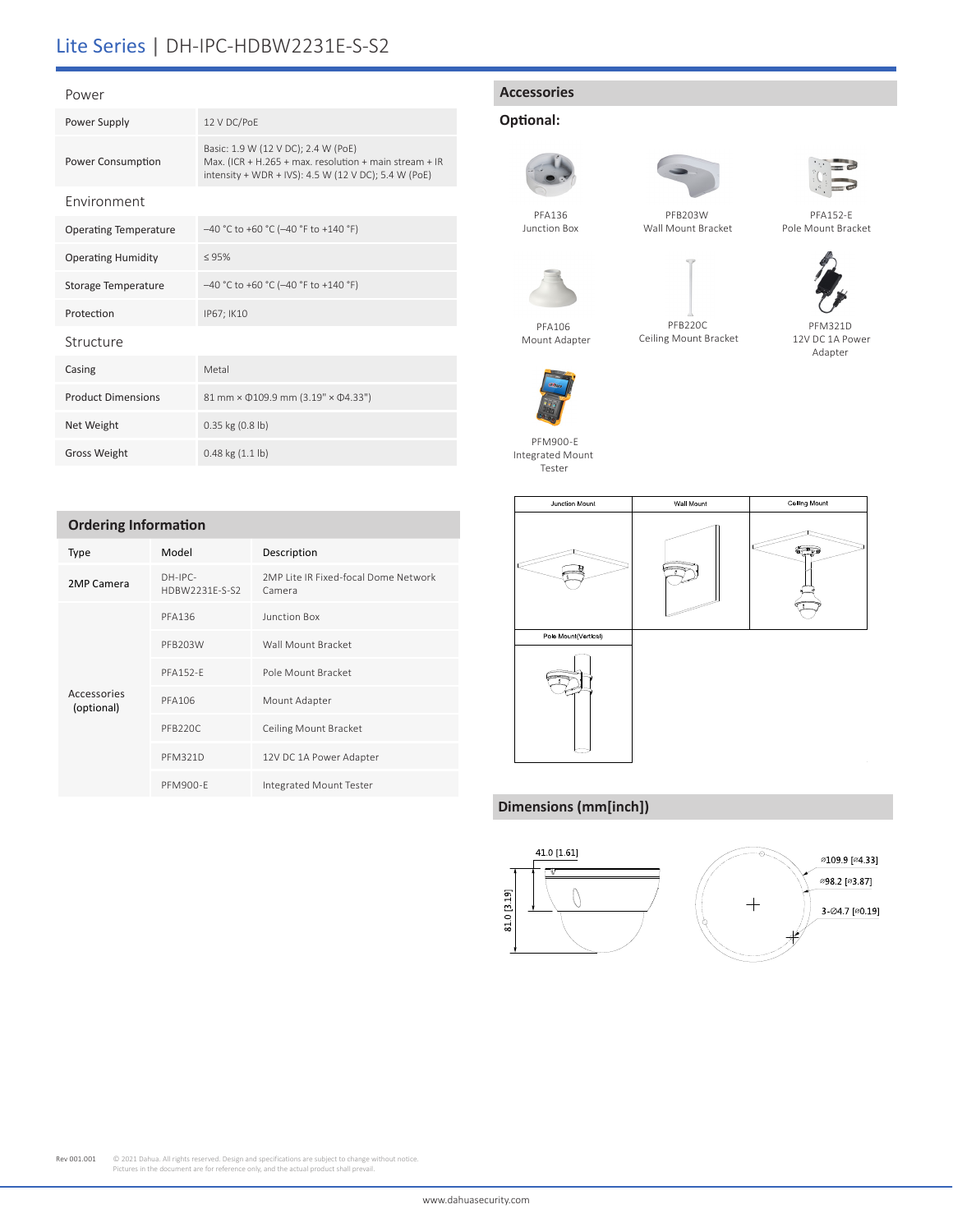# Lite Series | DH-IPC-HDBW2231E-S-S2

## Power

| | |
|---|---|
| Power Supply | 12 V DC/PoE |
| Power Consumption | Basic: 1.9 W (12 V DC); 2.4 W (PoE)<br>Max. (ICR + H.265 + max. resolution + main stream + IR intensity + WDR + IVS): 4.5 W (12 V DC); 5.4 W (PoE) |

## Environment

| | |
|---|---|
| Operating Temperature | –40 °C to +60 °C (–40 °F to +140 °F) |
| Operating Humidity | ≤ 95% |
| Storage Temperature | –40 °C to +60 °C (–40 °F to +140 °F) |
| Protection | IP67; IK10 |

## Structure

| | |
|---|---|
| Casing | Metal |
| Product Dimensions | 81 mm × Φ109.9 mm (3.19" × Φ4.33") |
| Net Weight | 0.35 kg (0.8 lb) |
| Gross Weight | 0.48 kg (1.1 lb) |

## Ordering Information

| Type | Model | Description |
|---|---|---|
| 2MP Camera | DH-IPC-HDBW2231E-S-S2 | 2MP Lite IR Fixed-focal Dome Network Camera |
| Accessories (optional) | PFA136 | Junction Box |
| | PFB203W | Wall Mount Bracket |
| | PFA152-E | Pole Mount Bracket |
| | PFA106 | Mount Adapter |
| | PFB220C | Ceiling Mount Bracket |
| | PFM321D | 12V DC 1A Power Adapter |
| | PFM900-E | Integrated Mount Tester |

## Accessories

### Optional:

PFA136
Junction Box

PFB203W
Wall Mount Bracket

PFA152-E
Pole Mount Bracket

PFA106
Mount Adapter

PFB220C
Ceiling Mount Bracket

PFM321D
12V DC 1A Power Adapter

PFM900-E
Integrated Mount Tester

Junction Mount

Wall Mount

Ceiling Mount

Pole Mount(Vertical)

## Dimensions (mm[inch])

41.0 [1.61]

81.0 [3.19]

⌀109.9 [⌀4.33]

⌀98.2 [⌀3.87]

3-⌀4.7 [⌀0.19]

Rev 001.001 © 2021 Dahua. All rights reserved. Design and specifications are subject to change without notice.
Pictures in the document are for reference only, and the actual product shall prevail.

www.dahuasecurity.com